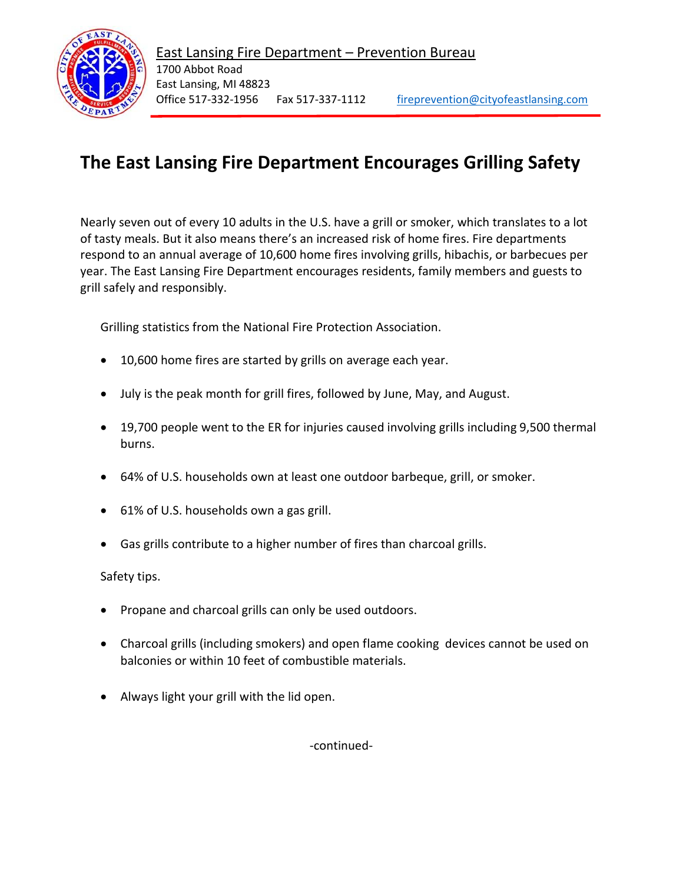East Lansing Fire Department – Prevention Bureau
1700 Abbot Road
East Lansing, MI 48823
Office 517-332-1956 Fax 517-337-1112 fireprevention@cityofeastlansing.com

# The East Lansing Fire Department Encourages Grilling Safety

Nearly seven out of every 10 adults in the U.S. have a grill or smoker, which translates to a lot of tasty meals. But it also means there's an increased risk of home fires. Fire departments respond to an annual average of 10,600 home fires involving grills, hibachis, or barbecues per year. The East Lansing Fire Department encourages residents, family members and guests to grill safely and responsibly.

Grilling statistics from the National Fire Protection Association.

- 10,600 home fires are started by grills on average each year.
- July is the peak month for grill fires, followed by June, May, and August.
- 19,700 people went to the ER for injuries caused involving grills including 9,500 thermal burns.
- 64% of U.S. households own at least one outdoor barbeque, grill, or smoker.
- 61% of U.S. households own a gas grill.
- Gas grills contribute to a higher number of fires than charcoal grills.

Safety tips.

- Propane and charcoal grills can only be used outdoors.
- Charcoal grills (including smokers) and open flame cooking devices cannot be used on balconies or within 10 feet of combustible materials.
- Always light your grill with the lid open.

-continued-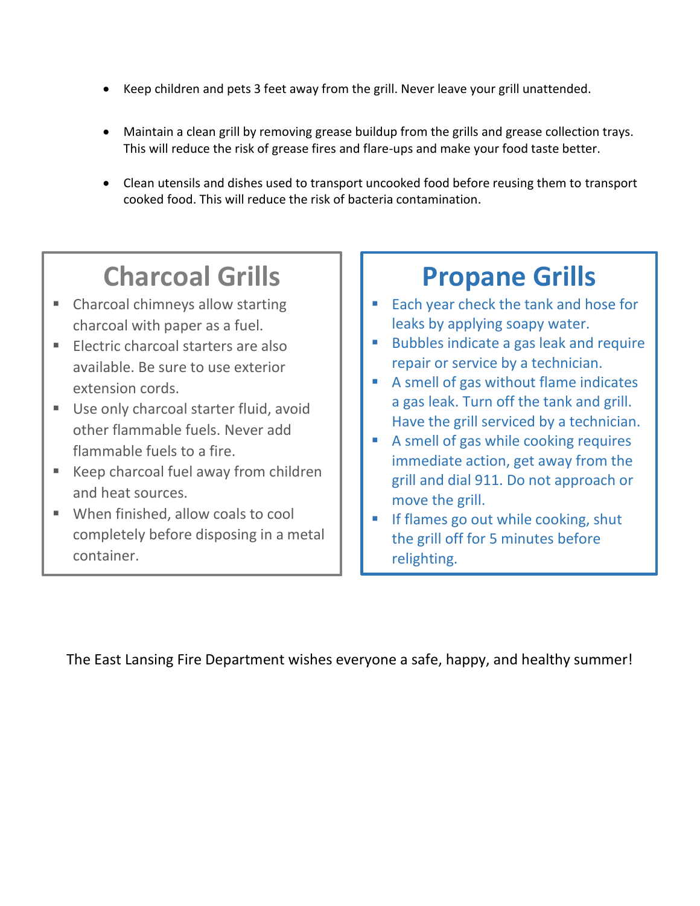- Keep children and pets 3 feet away from the grill. Never leave your grill unattended.
- Maintain a clean grill by removing grease buildup from the grills and grease collection trays. This will reduce the risk of grease fires and flare-ups and make your food taste better.
- Clean utensils and dishes used to transport uncooked food before reusing them to transport cooked food. This will reduce the risk of bacteria contamination.

## Charcoal Grills

- Charcoal chimneys allow starting charcoal with paper as a fuel.
- Electric charcoal starters are also available. Be sure to use exterior extension cords.
- Use only charcoal starter fluid, avoid other flammable fuels. Never add flammable fuels to a fire.
- Keep charcoal fuel away from children and heat sources.
- When finished, allow coals to cool completely before disposing in a metal container.

## Propane Grills

- Each year check the tank and hose for leaks by applying soapy water.
- Bubbles indicate a gas leak and require repair or service by a technician.
- A smell of gas without flame indicates a gas leak. Turn off the tank and grill. Have the grill serviced by a technician.
- A smell of gas while cooking requires immediate action, get away from the grill and dial 911. Do not approach or move the grill.
- If flames go out while cooking, shut the grill off for 5 minutes before relighting.

The East Lansing Fire Department wishes everyone a safe, happy, and healthy summer!